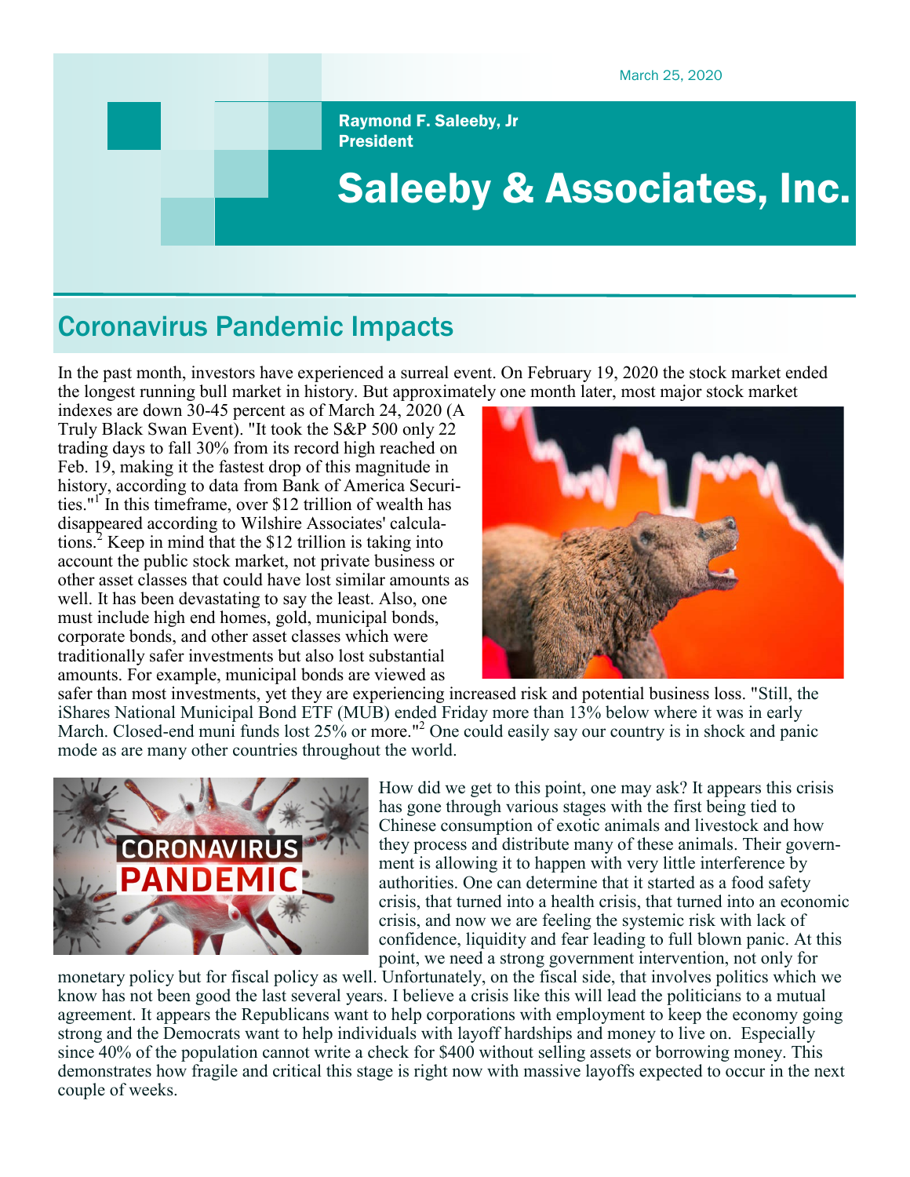March 25, 2020

**Raymond F. Saleeby, Jr**
**President**

# Saleeby & Associates, Inc.

## Coronavirus Pandemic Impacts

In the past month, investors have experienced a surreal event. On February 19, 2020 the stock market ended the longest running bull market in history. But approximately one month later, most major stock market indexes are down 30-45 percent as of March 24, 2020 (A Truly Black Swan Event). "It took the S&P 500 only 22 trading days to fall 30% from its record high reached on Feb. 19, making it the fastest drop of this magnitude in history, according to data from Bank of America Securities."[1] In this timeframe, over $12 trillion of wealth has disappeared according to Wilshire Associates' calculations.[2] Keep in mind that the $12 trillion is taking into account the public stock market, not private business or other asset classes that could have lost similar amounts as well. It has been devastating to say the least. Also, one must include high end homes, gold, municipal bonds, corporate bonds, and other asset classes which were traditionally safer investments but also lost substantial amounts. For example, municipal bonds are viewed as safer than most investments, yet they are experiencing increased risk and potential business loss. "Still, the iShares National Municipal Bond ETF (MUB) ended Friday more than 13% below where it was in early March. Closed-end muni funds lost 25% or more."[2] One could easily say our country is in shock and panic mode as are many other countries throughout the world.

How did we get to this point, one may ask? It appears this crisis has gone through various stages with the first being tied to Chinese consumption of exotic animals and livestock and how they process and distribute many of these animals. Their government is allowing it to happen with very little interference by authorities. One can determine that it started as a food safety crisis, that turned into a health crisis, that turned into an economic crisis, and now we are feeling the systemic risk with lack of confidence, liquidity and fear leading to full blown panic. At this point, we need a strong government intervention, not only for monetary policy but for fiscal policy as well. Unfortunately, on the fiscal side, that involves politics which we know has not been good the last several years. I believe a crisis like this will lead the politicians to a mutual agreement. It appears the Republicans want to help corporations with employment to keep the economy going strong and the Democrats want to help individuals with layoff hardships and money to live on. Especially since 40% of the population cannot write a check for $400 without selling assets or borrowing money. This demonstrates how fragile and critical this stage is right now with massive layoffs expected to occur in the next couple of weeks.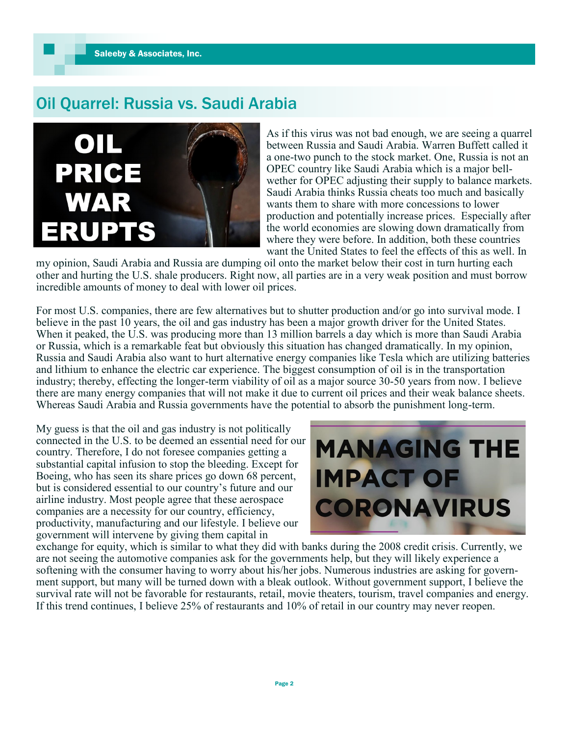## Oil Quarrel: Russia vs. Saudi Arabia

As if this virus was not bad enough, we are seeing a quarrel between Russia and Saudi Arabia. Warren Buffett called it a one-two punch to the stock market. One, Russia is not an OPEC country like Saudi Arabia which is a major bell-wether for OPEC adjusting their supply to balance markets. Saudi Arabia thinks Russia cheats too much and basically wants them to share with more concessions to lower production and potentially increase prices. Especially after the world economies are slowing down dramatically from where they were before. In addition, both these countries want the United States to feel the effects of this as well. In my opinion, Saudi Arabia and Russia are dumping oil onto the market below their cost in turn hurting each other and hurting the U.S. shale producers. Right now, all parties are in a very weak position and must borrow incredible amounts of money to deal with lower oil prices.

For most U.S. companies, there are few alternatives but to shutter production and/or go into survival mode. I believe in the past 10 years, the oil and gas industry has been a major growth driver for the United States. When it peaked, the U.S. was producing more than 13 million barrels a day which is more than Saudi Arabia or Russia, which is a remarkable feat but obviously this situation has changed dramatically. In my opinion, Russia and Saudi Arabia also want to hurt alternative energy companies like Tesla which are utilizing batteries and lithium to enhance the electric car experience. The biggest consumption of oil is in the transportation industry; thereby, effecting the longer-term viability of oil as a major source 30-50 years from now. I believe there are many energy companies that will not make it due to current oil prices and their weak balance sheets. Whereas Saudi Arabia and Russia governments have the potential to absorb the punishment long-term.

My guess is that the oil and gas industry is not politically connected in the U.S. to be deemed an essential need for our country. Therefore, I do not foresee companies getting a substantial capital infusion to stop the bleeding. Except for Boeing, who has seen its share prices go down 68 percent, but is considered essential to our country's future and our airline industry. Most people agree that these aerospace companies are a necessity for our country, efficiency, productivity, manufacturing and our lifestyle. I believe our government will intervene by giving them capital in exchange for equity, which is similar to what they did with banks during the 2008 credit crisis. Currently, we are not seeing the automotive companies ask for the governments help, but they will likely experience a softening with the consumer having to worry about his/her jobs. Numerous industries are asking for government support, but many will be turned down with a bleak outlook. Without government support, I believe the survival rate will not be favorable for restaurants, retail, movie theaters, tourism, travel companies and energy. If this trend continues, I believe 25% of restaurants and 10% of retail in our country may never reopen.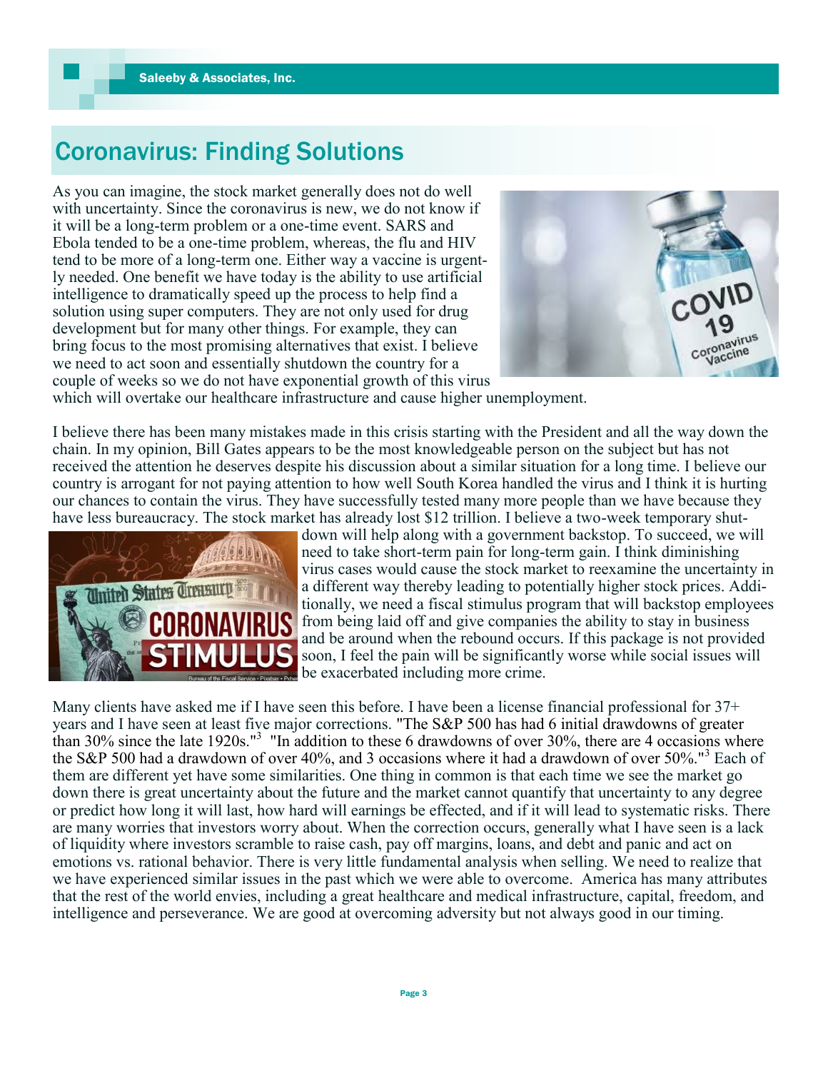## Coronavirus: Finding Solutions

As you can imagine, the stock market generally does not do well with uncertainty. Since the coronavirus is new, we do not know if it will be a long-term problem or a one-time event. SARS and Ebola tended to be a one-time problem, whereas, the flu and HIV tend to be more of a long-term one. Either way a vaccine is urgently needed. One benefit we have today is the ability to use artificial intelligence to dramatically speed up the process to help find a solution using super computers. They are not only used for drug development but for many other things. For example, they can bring focus to the most promising alternatives that exist. I believe we need to act soon and essentially shutdown the country for a couple of weeks so we do not have exponential growth of this virus which will overtake our healthcare infrastructure and cause higher unemployment.

I believe there has been many mistakes made in this crisis starting with the President and all the way down the chain. In my opinion, Bill Gates appears to be the most knowledgeable person on the subject but has not received the attention he deserves despite his discussion about a similar situation for a long time. I believe our country is arrogant for not paying attention to how well South Korea handled the virus and I think it is hurting our chances to contain the virus. They have successfully tested many more people than we have because they have less bureaucracy. The stock market has already lost $12 trillion. I believe a two-week temporary shutdown will help along with a government backstop. To succeed, we will need to take short-term pain for long-term gain. I think diminishing virus cases would cause the stock market to reexamine the uncertainty in a different way thereby leading to potentially higher stock prices. Additionally, we need a fiscal stimulus program that will backstop employees from being laid off and give companies the ability to stay in business and be around when the rebound occurs. If this package is not provided soon, I feel the pain will be significantly worse while social issues will be exacerbated including more crime.

Many clients have asked me if I have seen this before. I have been a license financial professional for 37+ years and I have seen at least five major corrections. "The S&P 500 has had 6 initial drawdowns of greater than 30% since the late 1920s."[3] "In addition to these 6 drawdowns of over 30%, there are 4 occasions where the S&P 500 had a drawdown of over 40%, and 3 occasions where it had a drawdown of over 50%."[3] Each of them are different yet have some similarities. One thing in common is that each time we see the market go down there is great uncertainty about the future and the market cannot quantify that uncertainty to any degree or predict how long it will last, how hard will earnings be effected, and if it will lead to systematic risks. There are many worries that investors worry about. When the correction occurs, generally what I have seen is a lack of liquidity where investors scramble to raise cash, pay off margins, loans, and debt and panic and act on emotions vs. rational behavior. There is very little fundamental analysis when selling. We need to realize that we have experienced similar issues in the past which we were able to overcome. America has many attributes that the rest of the world envies, including a great healthcare and medical infrastructure, capital, freedom, and intelligence and perseverance. We are good at overcoming adversity but not always good in our timing.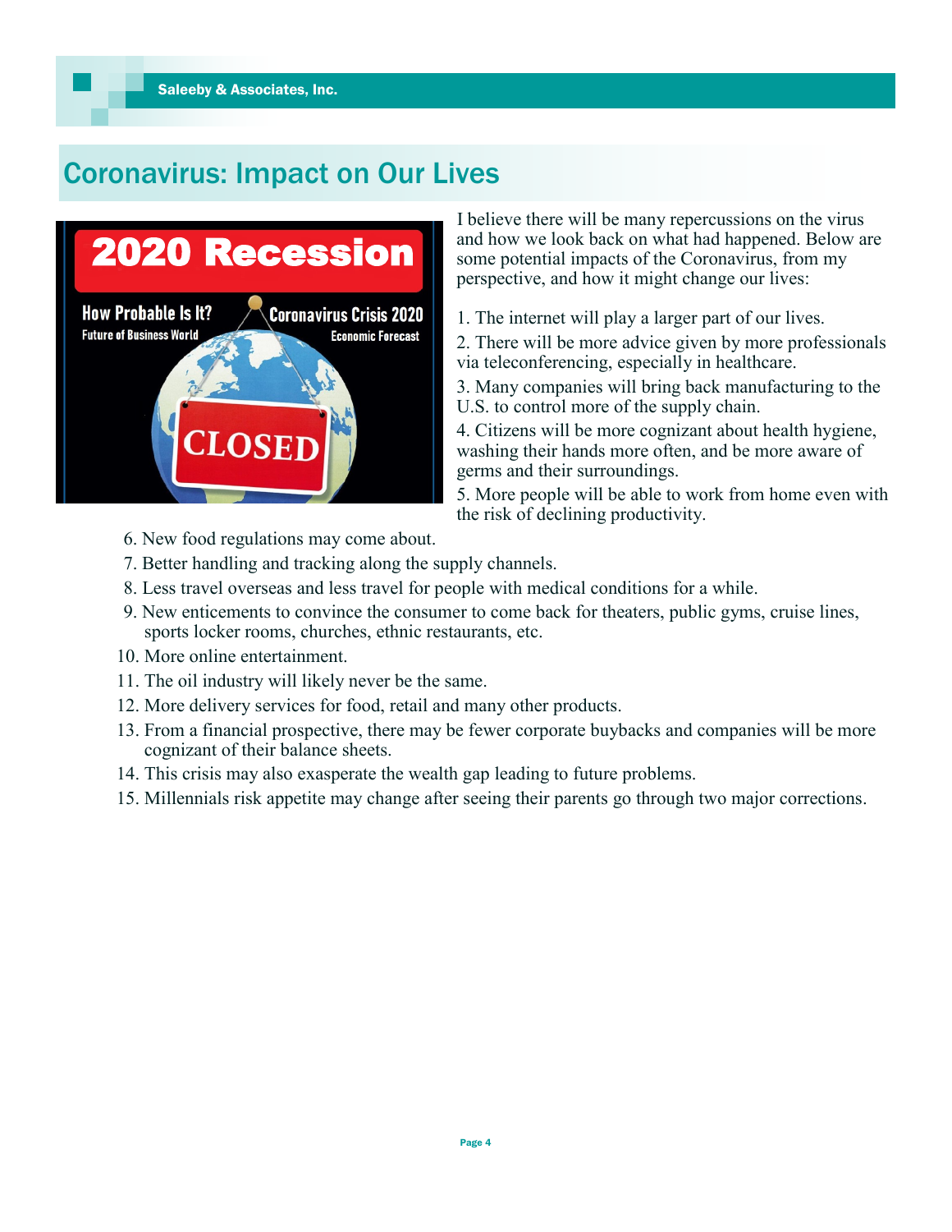# Coronavirus: Impact on Our Lives

I believe there will be many repercussions on the virus and how we look back on what had happened. Below are some potential impacts of the Coronavirus, from my perspective, and how it might change our lives:

1. The internet will play a larger part of our lives.
2. There will be more advice given by more professionals via teleconferencing, especially in healthcare.
3. Many companies will bring back manufacturing to the U.S. to control more of the supply chain.
4. Citizens will be more cognizant about health hygiene, washing their hands more often, and be more aware of germs and their surroundings.
5. More people will be able to work from home even with the risk of declining productivity.
6. New food regulations may come about.
7. Better handling and tracking along the supply channels.
8. Less travel overseas and less travel for people with medical conditions for a while.
9. New enticements to convince the consumer to come back for theaters, public gyms, cruise lines, sports locker rooms, churches, ethnic restaurants, etc.
10. More online entertainment.
11. The oil industry will likely never be the same.
12. More delivery services for food, retail and many other products.
13. From a financial prospective, there may be fewer corporate buybacks and companies will be more cognizant of their balance sheets.
14. This crisis may also exasperate the wealth gap leading to future problems.
15. Millennials risk appetite may change after seeing their parents go through two major corrections.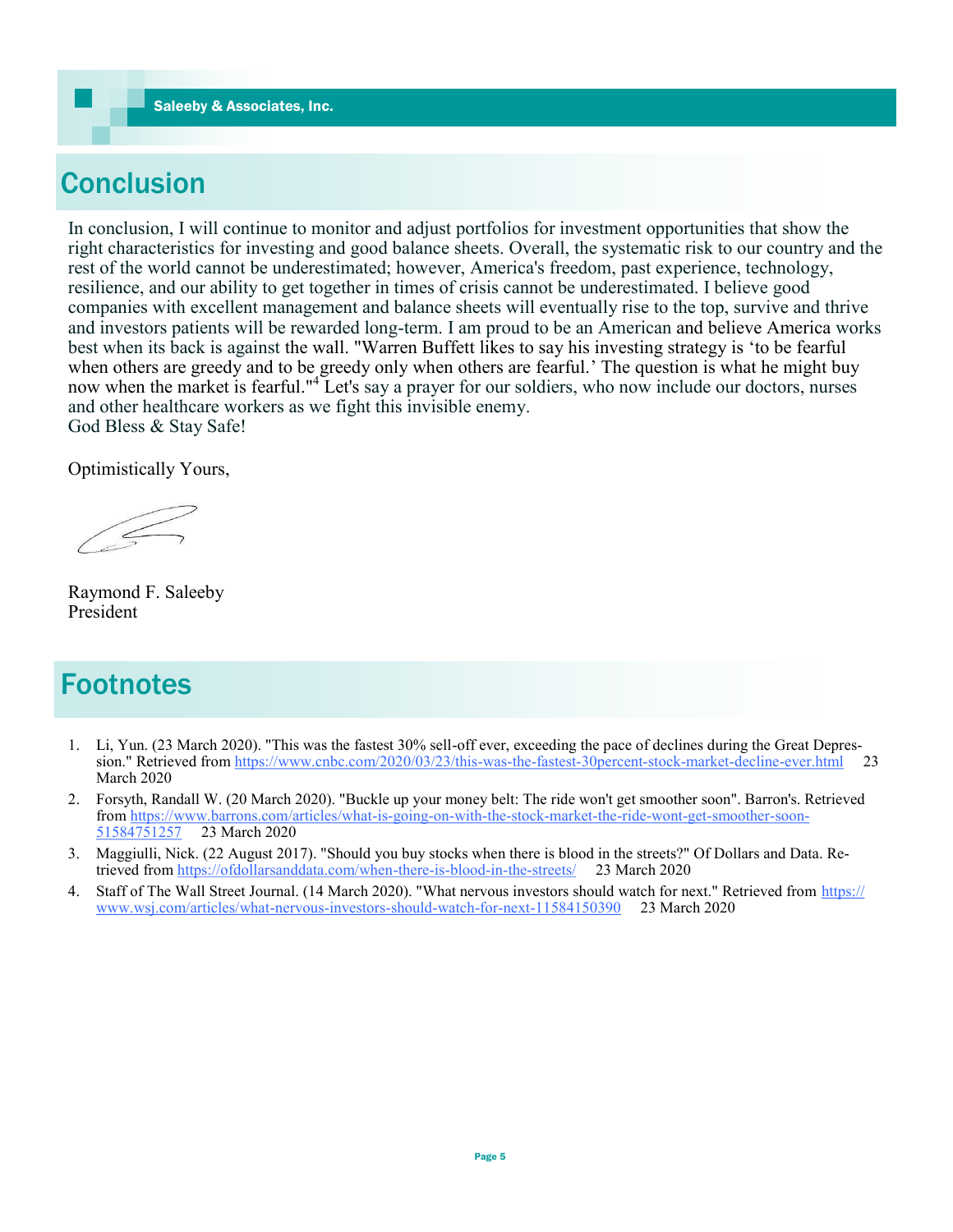## Conclusion

In conclusion, I will continue to monitor and adjust portfolios for investment opportunities that show the right characteristics for investing and good balance sheets. Overall, the systematic risk to our country and the rest of the world cannot be underestimated; however, America's freedom, past experience, technology, resilience, and our ability to get together in times of crisis cannot be underestimated. I believe good companies with excellent management and balance sheets will eventually rise to the top, survive and thrive and investors patients will be rewarded long-term. I am proud to be an American and believe America works best when its back is against the wall. "Warren Buffett likes to say his investing strategy is 'to be fearful when others are greedy and to be greedy only when others are fearful.' The question is what he might buy now when the market is fearful."[4] Let's say a prayer for our soldiers, who now include our doctors, nurses and other healthcare workers as we fight this invisible enemy.
God Bless & Stay Safe!

Optimistically Yours,

Raymond F. Saleeby
President

## Footnotes

1. Li, Yun. (23 March 2020). "This was the fastest 30% sell-off ever, exceeding the pace of declines during the Great Depression." Retrieved from https://www.cnbc.com/2020/03/23/this-was-the-fastest-30percent-stock-market-decline-ever.html 23 March 2020
2. Forsyth, Randall W. (20 March 2020). "Buckle up your money belt: The ride won't get smoother soon". Barron's. Retrieved from https://www.barrons.com/articles/what-is-going-on-with-the-stock-market-the-ride-wont-get-smoother-soon-51584751257 23 March 2020
3. Maggiulli, Nick. (22 August 2017). "Should you buy stocks when there is blood in the streets?" Of Dollars and Data. Retrieved from https://ofdollarsanddata.com/when-there-is-blood-in-the-streets/ 23 March 2020
4. Staff of The Wall Street Journal. (14 March 2020). "What nervous investors should watch for next." Retrieved from https://www.wsj.com/articles/what-nervous-investors-should-watch-for-next-11584150390 23 March 2020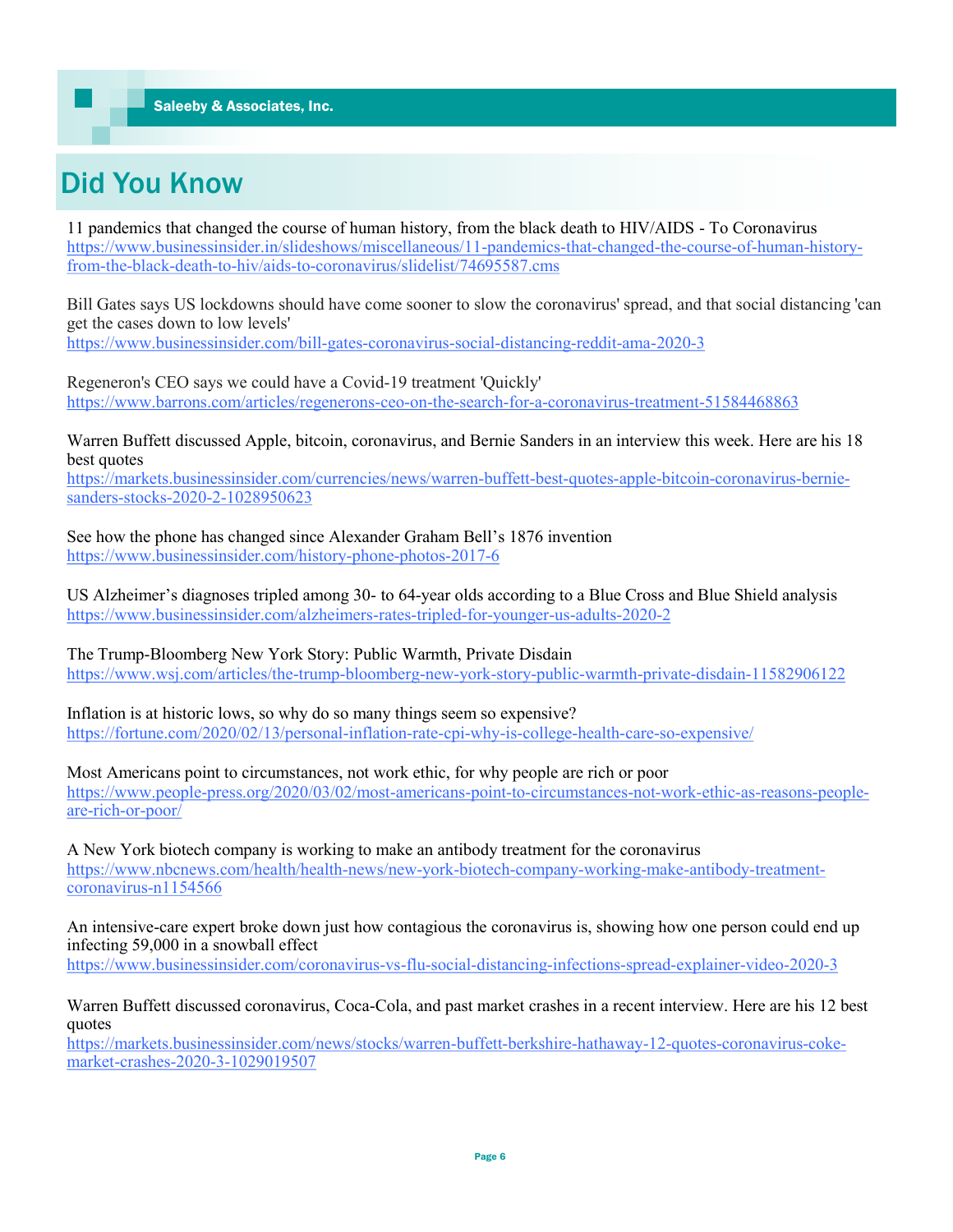# Did You Know

11 pandemics that changed the course of human history, from the black death to HIV/AIDS - To Coronavirus
https://www.businessinsider.in/slideshows/miscellaneous/11-pandemics-that-changed-the-course-of-human-history-from-the-black-death-to-hiv/aids-to-coronavirus/slidelist/74695587.cms

Bill Gates says US lockdowns should have come sooner to slow the coronavirus' spread, and that social distancing 'can get the cases down to low levels'
https://www.businessinsider.com/bill-gates-coronavirus-social-distancing-reddit-ama-2020-3

Regeneron's CEO says we could have a Covid-19 treatment 'Quickly'
https://www.barrons.com/articles/regenerons-ceo-on-the-search-for-a-coronavirus-treatment-51584468863

Warren Buffett discussed Apple, bitcoin, coronavirus, and Bernie Sanders in an interview this week. Here are his 18 best quotes
https://markets.businessinsider.com/currencies/news/warren-buffett-best-quotes-apple-bitcoin-coronavirus-bernie-sanders-stocks-2020-2-1028950623

See how the phone has changed since Alexander Graham Bell's 1876 invention
https://www.businessinsider.com/history-phone-photos-2017-6

US Alzheimer's diagnoses tripled among 30- to 64-year olds according to a Blue Cross and Blue Shield analysis
https://www.businessinsider.com/alzheimers-rates-tripled-for-younger-us-adults-2020-2

The Trump-Bloomberg New York Story: Public Warmth, Private Disdain
https://www.wsj.com/articles/the-trump-bloomberg-new-york-story-public-warmth-private-disdain-11582906122

Inflation is at historic lows, so why do so many things seem so expensive?
https://fortune.com/2020/02/13/personal-inflation-rate-cpi-why-is-college-health-care-so-expensive/

Most Americans point to circumstances, not work ethic, for why people are rich or poor
https://www.people-press.org/2020/03/02/most-americans-point-to-circumstances-not-work-ethic-as-reasons-people-are-rich-or-poor/

A New York biotech company is working to make an antibody treatment for the coronavirus
https://www.nbcnews.com/health/health-news/new-york-biotech-company-working-make-antibody-treatment-coronavirus-n1154566

An intensive-care expert broke down just how contagious the coronavirus is, showing how one person could end up infecting 59,000 in a snowball effect
https://www.businessinsider.com/coronavirus-vs-flu-social-distancing-infections-spread-explainer-video-2020-3

Warren Buffett discussed coronavirus, Coca-Cola, and past market crashes in a recent interview. Here are his 12 best quotes
https://markets.businessinsider.com/news/stocks/warren-buffett-berkshire-hathaway-12-quotes-coronavirus-coke-market-crashes-2020-3-1029019507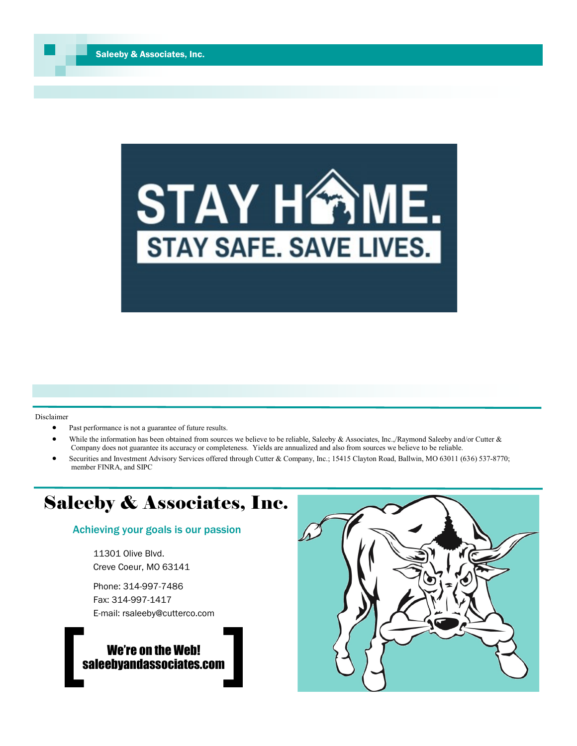STAY HOME.

STAY SAFE. SAVE LIVES.

Disclaimer

- Past performance is not a guarantee of future results.
- While the information has been obtained from sources we believe to be reliable, Saleeby & Associates, Inc.,/Raymond Saleeby and/or Cutter & Company does not guarantee its accuracy or completeness. Yields are annualized and also from sources we believe to be reliable.
- Securities and Investment Advisory Services offered through Cutter & Company, Inc.; 15415 Clayton Road, Ballwin, MO 63011 (636) 537-8770; member FINRA, and SIPC

# Saleeby & Associates, Inc.

### Achieving your goals is our passion

11301 Olive Blvd.
Creve Coeur, MO 63141

Phone: 314-997-7486
Fax: 314-997-1417
E-mail: rsaleeby@cutterco.com

**We're on the Web!**
**saleebyandassociates.com**